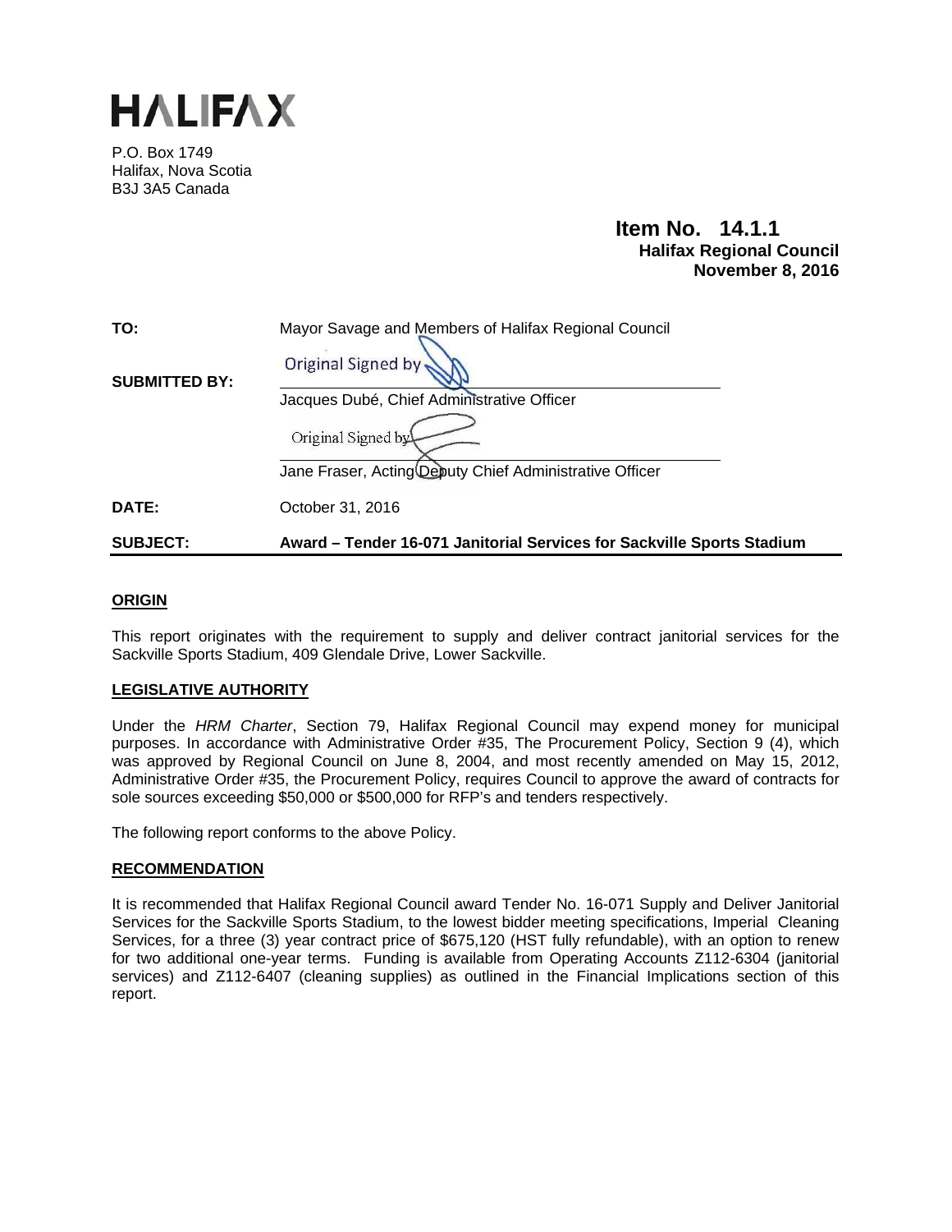# HALIFAX

P.O. Box 1749
Halifax, Nova Scotia
B3J 3A5 Canada

**Item No. 14.1.1**
**Halifax Regional Council**
**November 8, 2016**

| | |
|---|---|
| **TO:** | Mayor Savage and Members of Halifax Regional Council |
| **SUBMITTED BY:** | Original Signed by<br>Jacques Dubé, Chief Administrative Officer<br><br>Original Signed by<br>Jane Fraser, Acting Deputy Chief Administrative Officer |
| **DATE:** | October 31, 2016 |
| **SUBJECT:** | **Award – Tender 16-071 Janitorial Services for Sackville Sports Stadium** |

## ORIGIN

This report originates with the requirement to supply and deliver contract janitorial services for the Sackville Sports Stadium, 409 Glendale Drive, Lower Sackville.

## LEGISLATIVE AUTHORITY

Under the *HRM Charter*, Section 79, Halifax Regional Council may expend money for municipal purposes. In accordance with Administrative Order #35, The Procurement Policy, Section 9 (4), which was approved by Regional Council on June 8, 2004, and most recently amended on May 15, 2012, Administrative Order #35, the Procurement Policy, requires Council to approve the award of contracts for sole sources exceeding $50,000 or $500,000 for RFP's and tenders respectively.

The following report conforms to the above Policy.

## RECOMMENDATION

It is recommended that Halifax Regional Council award Tender No. 16-071 Supply and Deliver Janitorial Services for the Sackville Sports Stadium, to the lowest bidder meeting specifications, Imperial Cleaning Services, for a three (3) year contract price of $675,120 (HST fully refundable), with an option to renew for two additional one-year terms. Funding is available from Operating Accounts Z112-6304 (janitorial services) and Z112-6407 (cleaning supplies) as outlined in the Financial Implications section of this report.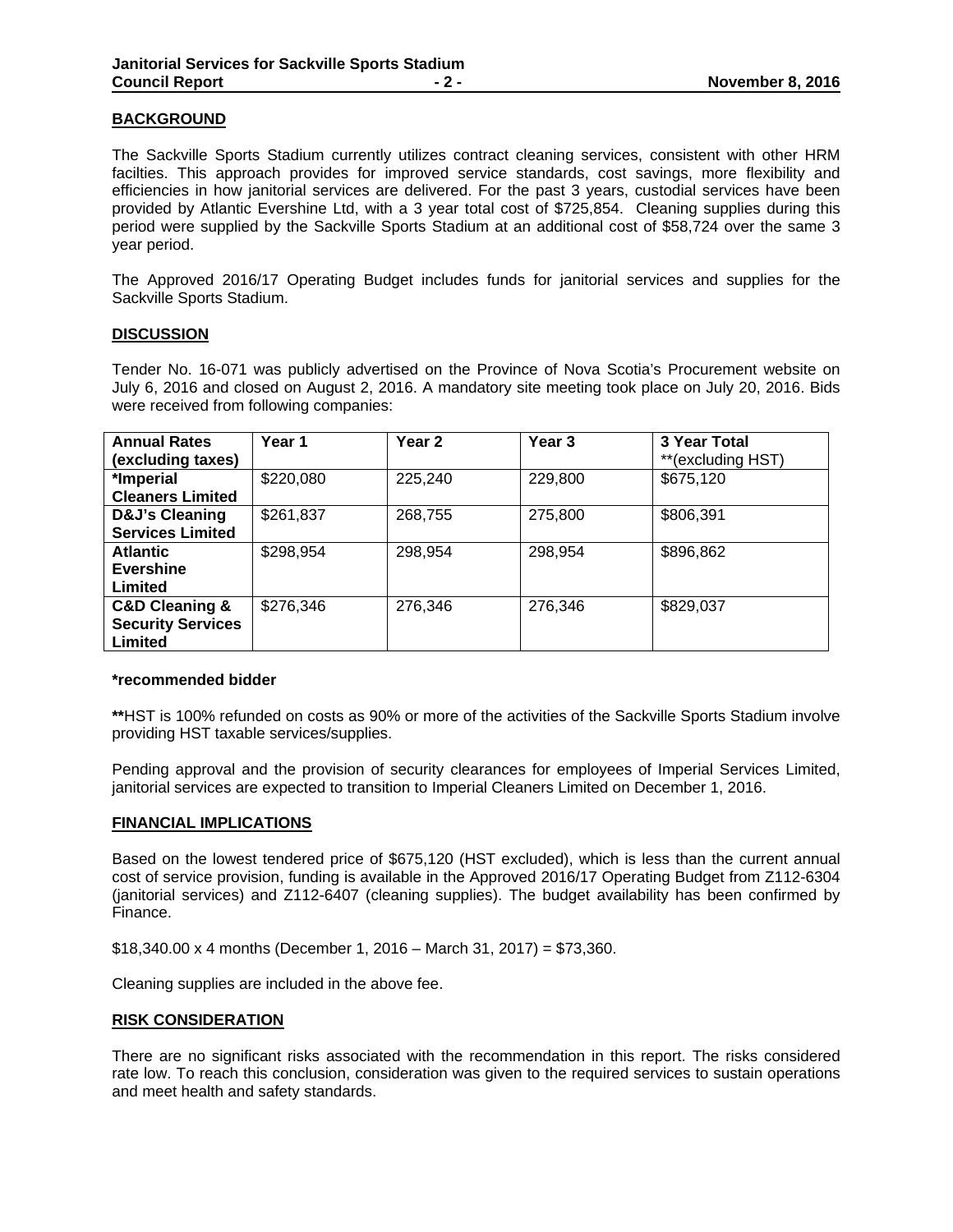## BACKGROUND

The Sackville Sports Stadium currently utilizes contract cleaning services, consistent with other HRM facilties. This approach provides for improved service standards, cost savings, more flexibility and efficiencies in how janitorial services are delivered. For the past 3 years, custodial services have been provided by Atlantic Evershine Ltd, with a 3 year total cost of $725,854. Cleaning supplies during this period were supplied by the Sackville Sports Stadium at an additional cost of $58,724 over the same 3 year period.

The Approved 2016/17 Operating Budget includes funds for janitorial services and supplies for the Sackville Sports Stadium.

## DISCUSSION

Tender No. 16-071 was publicly advertised on the Province of Nova Scotia's Procurement website on July 6, 2016 and closed on August 2, 2016. A mandatory site meeting took place on July 20, 2016. Bids were received from following companies:

| **Annual Rates (excluding taxes)** | **Year 1** | **Year 2** | **Year 3** | **3 Year Total** **(excluding HST) |
|---|---|---|---|---|
| ***Imperial Cleaners Limited** | $220,080 | 225,240 | 229,800 | $675,120 |
| **D&J's Cleaning Services Limited** | $261,837 | 268,755 | 275,800 | $806,391 |
| **Atlantic Evershine Limited** | $298,954 | 298,954 | 298,954 | $896,862 |
| **C&D Cleaning & Security Services Limited** | $276,346 | 276,346 | 276,346 | $829,037 |

***recommended bidder**

****HST is 100% refunded on costs as 90% or more of the activities of the Sackville Sports Stadium involve providing HST taxable services/supplies.

Pending approval and the provision of security clearances for employees of Imperial Services Limited, janitorial services are expected to transition to Imperial Cleaners Limited on December 1, 2016.

## FINANCIAL IMPLICATIONS

Based on the lowest tendered price of $675,120 (HST excluded), which is less than the current annual cost of service provision, funding is available in the Approved 2016/17 Operating Budget from Z112-6304 (janitorial services) and Z112-6407 (cleaning supplies). The budget availability has been confirmed by Finance.

$18,340.00 x 4 months (December 1, 2016 – March 31, 2017) = $73,360.

Cleaning supplies are included in the above fee.

## RISK CONSIDERATION

There are no significant risks associated with the recommendation in this report. The risks considered rate low. To reach this conclusion, consideration was given to the required services to sustain operations and meet health and safety standards.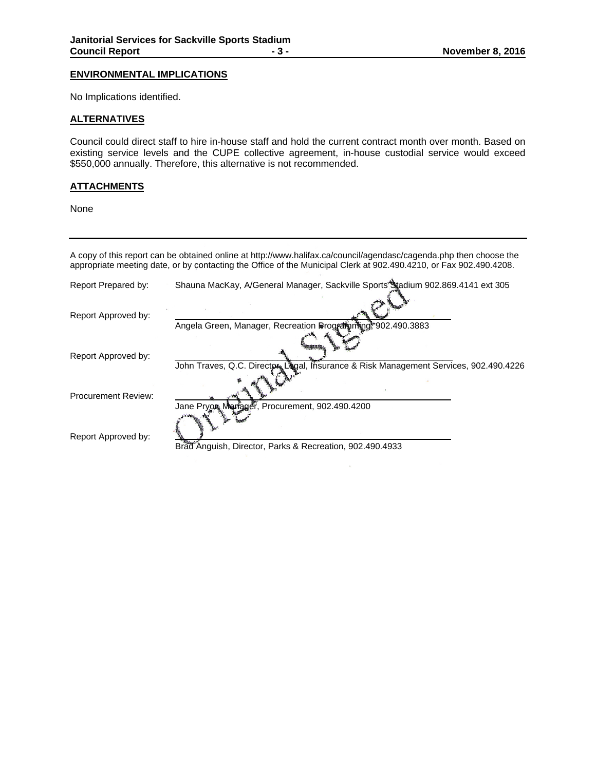## ENVIRONMENTAL IMPLICATIONS

No Implications identified.

## ALTERNATIVES

Council could direct staff to hire in-house staff and hold the current contract month over month. Based on existing service levels and the CUPE collective agreement, in-house custodial service would exceed $550,000 annually. Therefore, this alternative is not recommended.

## ATTACHMENTS

None

---

A copy of this report can be obtained online at http://www.halifax.ca/council/agendasc/cagenda.php then choose the appropriate meeting date, or by contacting the Office of the Municipal Clerk at 902.490.4210, or Fax 902.490.4208.

Report Prepared by: Shauna MacKay, A/General Manager, Sackville Sports Stadium 902.869.4141 ext 305

Report Approved by: Angela Green, Manager, Recreation Programming, 902.490.3883

Report Approved by: John Traves, Q.C. Director, Legal, Insurance & Risk Management Services, 902.490.4226

Procurement Review: Jane Pryor, Manager, Procurement, 902.490.4200

Report Approved by: Brad Anguish, Director, Parks & Recreation, 902.490.4933

Original Signed